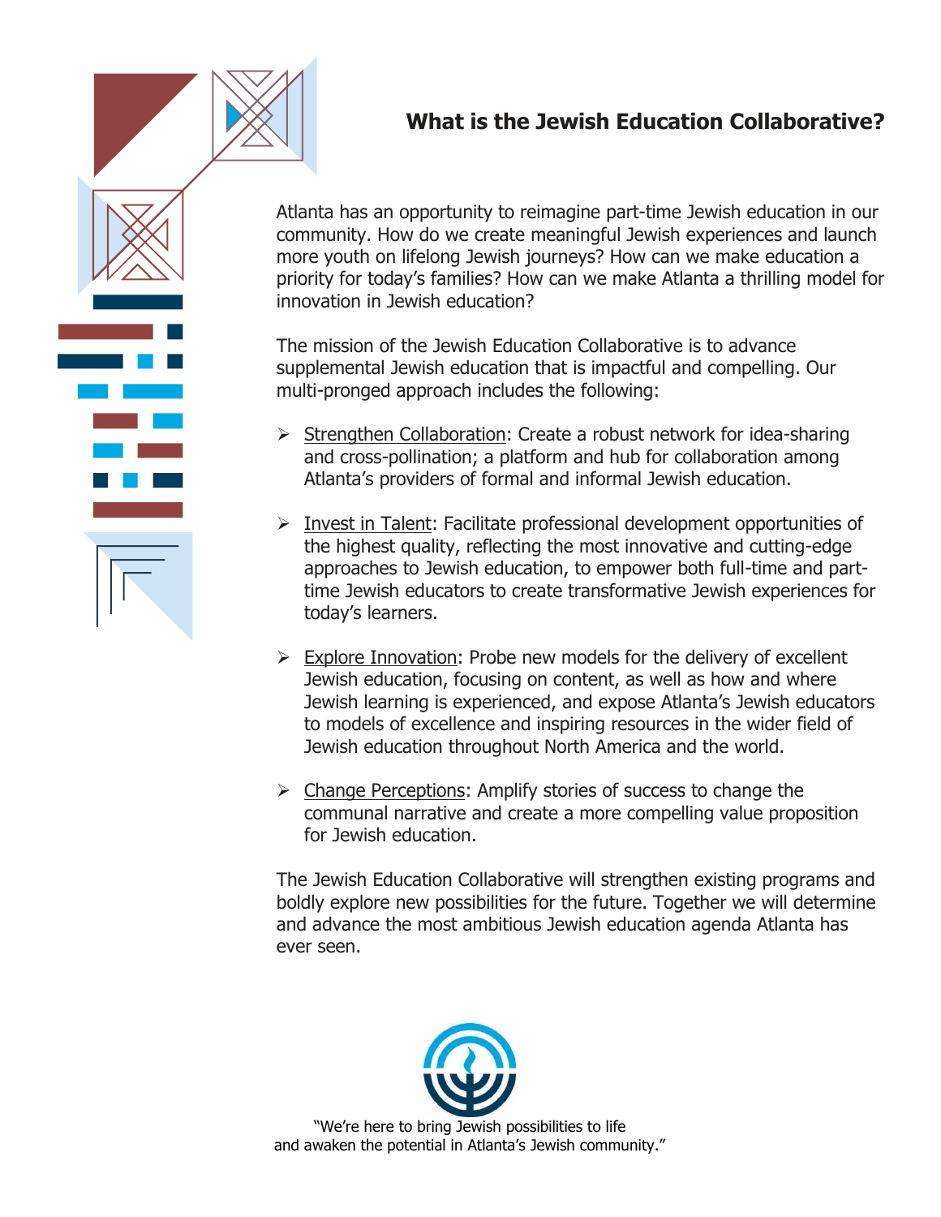# What is the Jewish Education Collaborative?

Atlanta has an opportunity to reimagine part-time Jewish education in our community. How do we create meaningful Jewish experiences and launch more youth on lifelong Jewish journeys? How can we make education a priority for today's families? How can we make Atlanta a thrilling model for innovation in Jewish education?

The mission of the Jewish Education Collaborative is to advance supplemental Jewish education that is impactful and compelling. Our multi-pronged approach includes the following:

- Strengthen Collaboration: Create a robust network for idea-sharing and cross-pollination; a platform and hub for collaboration among Atlanta's providers of formal and informal Jewish education.

- Invest in Talent: Facilitate professional development opportunities of the highest quality, reflecting the most innovative and cutting-edge approaches to Jewish education, to empower both full-time and part-time Jewish educators to create transformative Jewish experiences for today's learners.

- Explore Innovation: Probe new models for the delivery of excellent Jewish education, focusing on content, as well as how and where Jewish learning is experienced, and expose Atlanta's Jewish educators to models of excellence and inspiring resources in the wider field of Jewish education throughout North America and the world.

- Change Perceptions: Amplify stories of success to change the communal narrative and create a more compelling value proposition for Jewish education.

The Jewish Education Collaborative will strengthen existing programs and boldly explore new possibilities for the future. Together we will determine and advance the most ambitious Jewish education agenda Atlanta has ever seen.

"We're here to bring Jewish possibilities to life
and awaken the potential in Atlanta's Jewish community."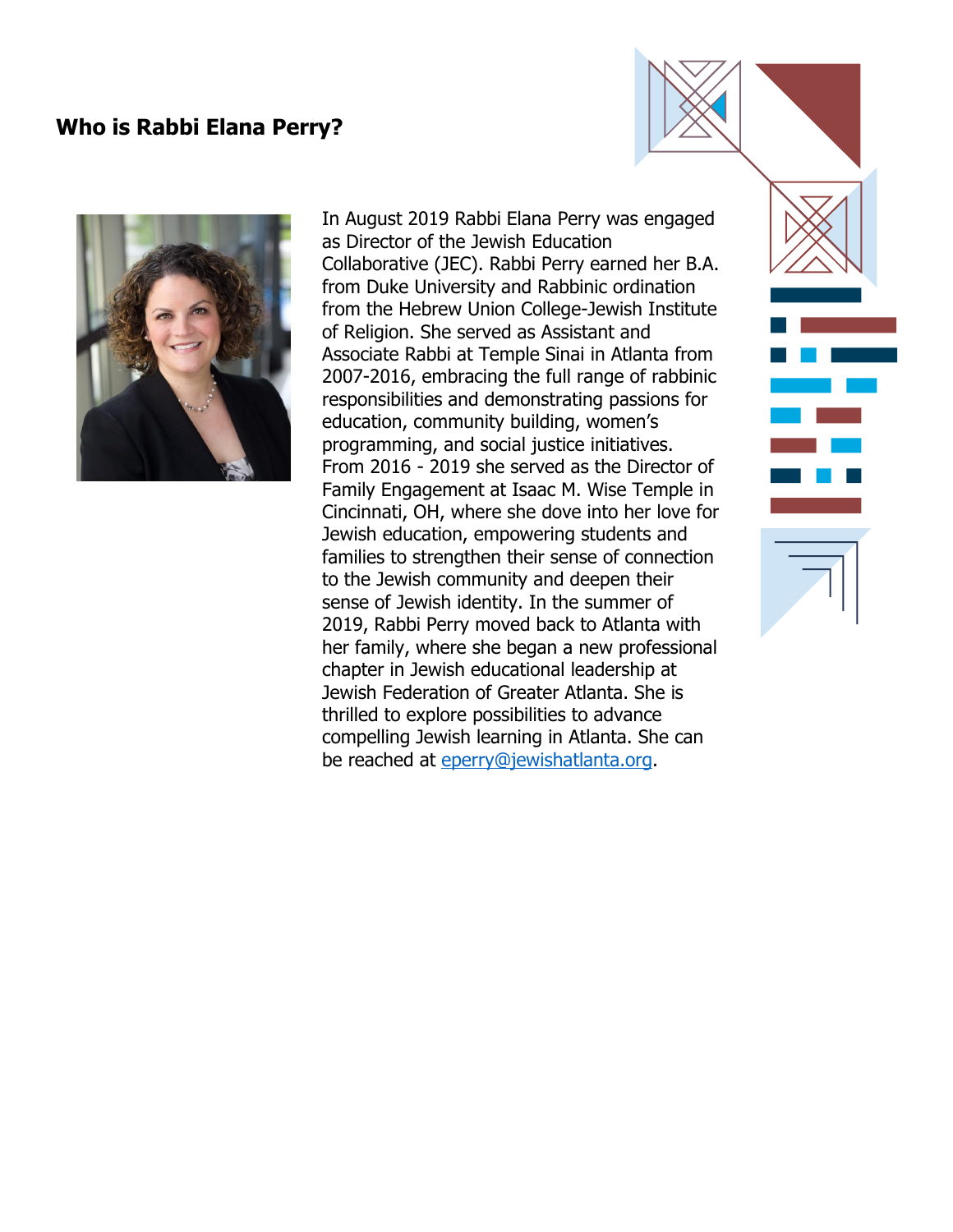## Who is Rabbi Elana Perry?

In August 2019 Rabbi Elana Perry was engaged as Director of the Jewish Education Collaborative (JEC). Rabbi Perry earned her B.A. from Duke University and Rabbinic ordination from the Hebrew Union College-Jewish Institute of Religion. She served as Assistant and Associate Rabbi at Temple Sinai in Atlanta from 2007-2016, embracing the full range of rabbinic responsibilities and demonstrating passions for education, community building, women's programming, and social justice initiatives. From 2016 - 2019 she served as the Director of Family Engagement at Isaac M. Wise Temple in Cincinnati, OH, where she dove into her love for Jewish education, empowering students and families to strengthen their sense of connection to the Jewish community and deepen their sense of Jewish identity. In the summer of 2019, Rabbi Perry moved back to Atlanta with her family, where she began a new professional chapter in Jewish educational leadership at Jewish Federation of Greater Atlanta. She is thrilled to explore possibilities to advance compelling Jewish learning in Atlanta. She can be reached at eperry@jewishatlanta.org.